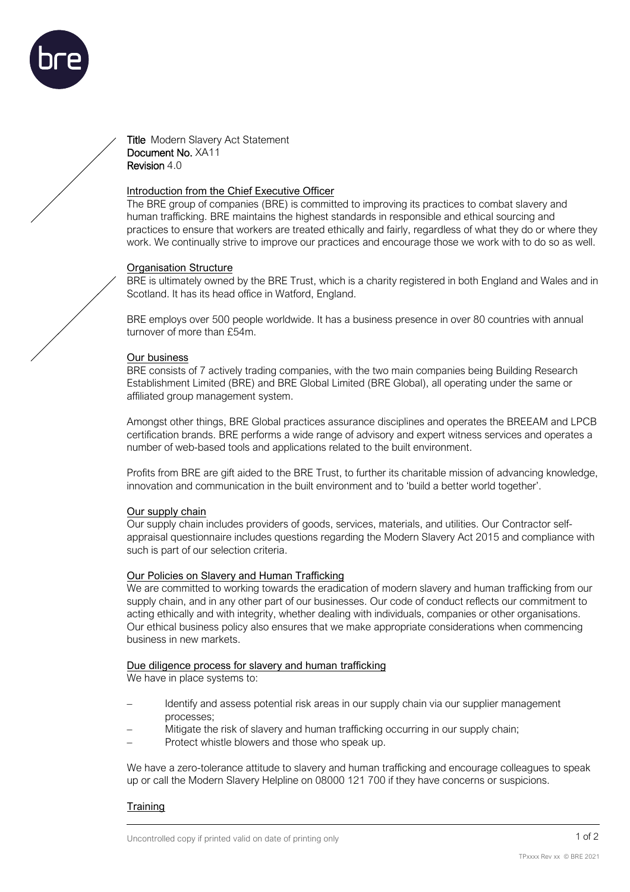**Title** Modern Slavery Act Statement
**Document No.** XA11
**Revision** 4.0

## Introduction from the Chief Executive Officer

The BRE group of companies (BRE) is committed to improving its practices to combat slavery and human trafficking. BRE maintains the highest standards in responsible and ethical sourcing and practices to ensure that workers are treated ethically and fairly, regardless of what they do or where they work. We continually strive to improve our practices and encourage those we work with to do so as well.

## Organisation Structure

BRE is ultimately owned by the BRE Trust, which is a charity registered in both England and Wales and in Scotland. It has its head office in Watford, England.

BRE employs over 500 people worldwide. It has a business presence in over 80 countries with annual turnover of more than £54m.

## Our business

BRE consists of 7 actively trading companies, with the two main companies being Building Research Establishment Limited (BRE) and BRE Global Limited (BRE Global), all operating under the same or affiliated group management system.

Amongst other things, BRE Global practices assurance disciplines and operates the BREEAM and LPCB certification brands. BRE performs a wide range of advisory and expert witness services and operates a number of web-based tools and applications related to the built environment.

Profits from BRE are gift aided to the BRE Trust, to further its charitable mission of advancing knowledge, innovation and communication in the built environment and to 'build a better world together'.

## Our supply chain

Our supply chain includes providers of goods, services, materials, and utilities. Our Contractor self-appraisal questionnaire includes questions regarding the Modern Slavery Act 2015 and compliance with such is part of our selection criteria.

## Our Policies on Slavery and Human Trafficking

We are committed to working towards the eradication of modern slavery and human trafficking from our supply chain, and in any other part of our businesses. Our code of conduct reflects our commitment to acting ethically and with integrity, whether dealing with individuals, companies or other organisations. Our ethical business policy also ensures that we make appropriate considerations when commencing business in new markets.

## Due diligence process for slavery and human trafficking

We have in place systems to:

- Identify and assess potential risk areas in our supply chain via our supplier management processes;
- Mitigate the risk of slavery and human trafficking occurring in our supply chain;
- Protect whistle blowers and those who speak up.

We have a zero-tolerance attitude to slavery and human trafficking and encourage colleagues to speak up or call the Modern Slavery Helpline on 08000 121 700 if they have concerns or suspicions.

## Training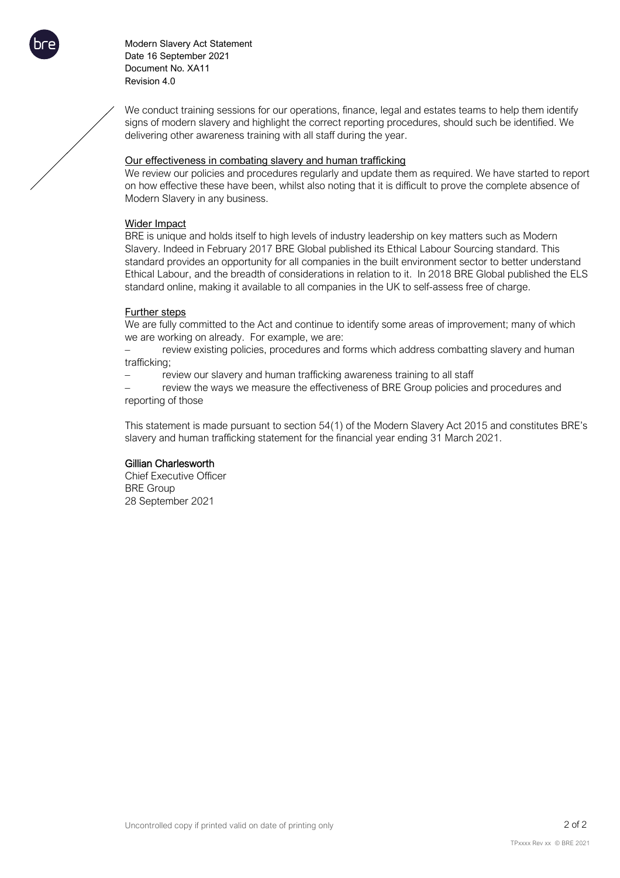We conduct training sessions for our operations, finance, legal and estates teams to help them identify signs of modern slavery and highlight the correct reporting procedures, should such be identified. We delivering other awareness training with all staff during the year.

## Our effectiveness in combating slavery and human trafficking

We review our policies and procedures regularly and update them as required. We have started to report on how effective these have been, whilst also noting that it is difficult to prove the complete absence of Modern Slavery in any business.

## Wider Impact

BRE is unique and holds itself to high levels of industry leadership on key matters such as Modern Slavery. Indeed in February 2017 BRE Global published its Ethical Labour Sourcing standard. This standard provides an opportunity for all companies in the built environment sector to better understand Ethical Labour, and the breadth of considerations in relation to it. In 2018 BRE Global published the ELS standard online, making it available to all companies in the UK to self-assess free of charge.

## Further steps

We are fully committed to the Act and continue to identify some areas of improvement; many of which we are working on already. For example, we are:

- review existing policies, procedures and forms which address combatting slavery and human trafficking;
- review our slavery and human trafficking awareness training to all staff
- review the ways we measure the effectiveness of BRE Group policies and procedures and reporting of those

This statement is made pursuant to section 54(1) of the Modern Slavery Act 2015 and constitutes BRE's slavery and human trafficking statement for the financial year ending 31 March 2021.

**Gillian Charlesworth**
Chief Executive Officer
BRE Group
28 September 2021